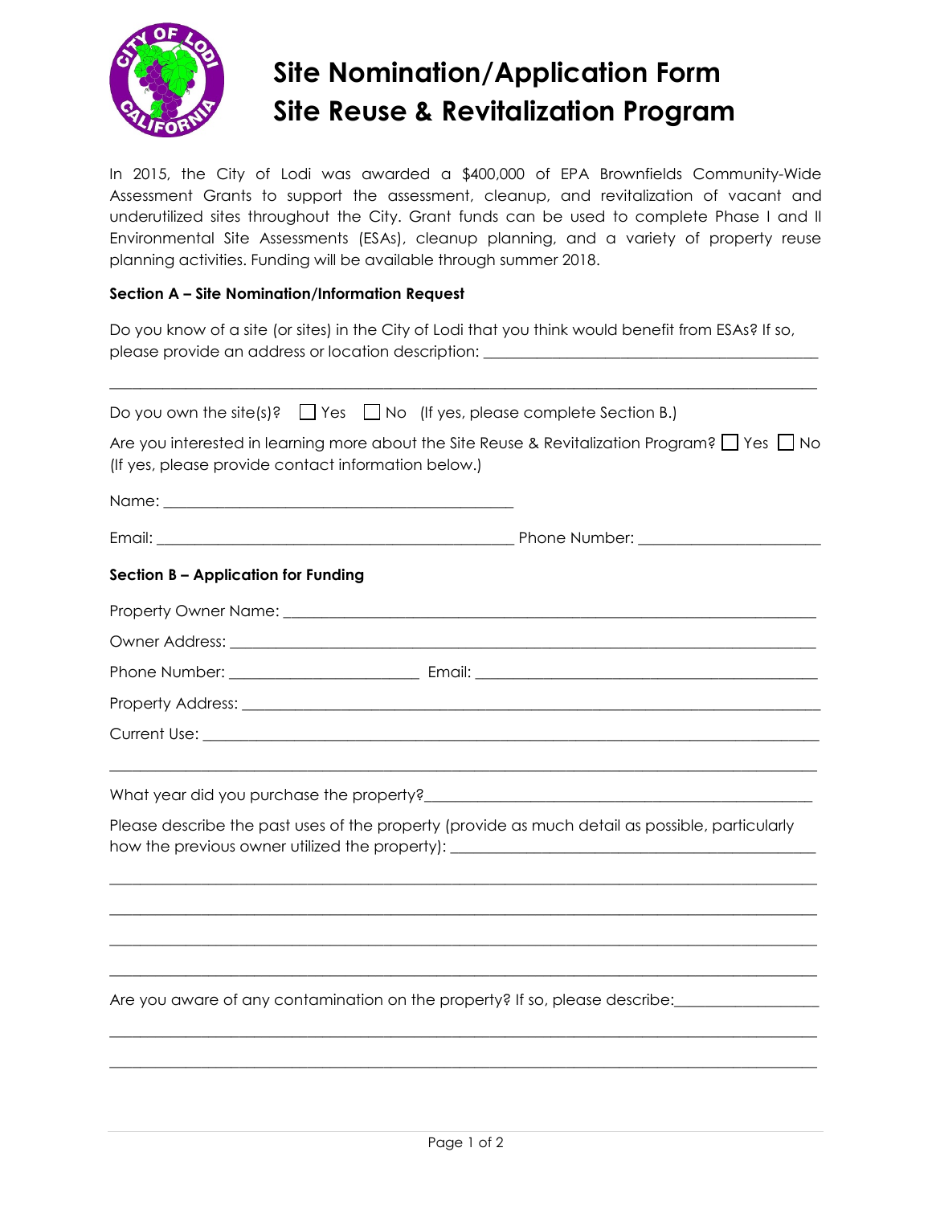# Site Nomination/Application Form
# Site Reuse & Revitalization Program

In 2015, the City of Lodi was awarded a $400,000 of EPA Brownfields Community-Wide Assessment Grants to support the assessment, cleanup, and revitalization of vacant and underutilized sites throughout the City. Grant funds can be used to complete Phase I and II Environmental Site Assessments (ESAs), cleanup planning, and a variety of property reuse planning activities. Funding will be available through summer 2018.

**Section A – Site Nomination/Information Request**

Do you know of a site (or sites) in the City of Lodi that you think would benefit from ESAs? If so, please provide an address or location description: ____________________________________________

________________________________________________________________________________________

Do you own the site(s)? ☐ Yes ☐ No (If yes, please complete Section B.)

Are you interested in learning more about the Site Reuse & Revitalization Program? ☐ Yes ☐ No (If yes, please provide contact information below.)

Name: ______________________________________________

Email: ______________________________________________ Phone Number: ______________________

**Section B – Application for Funding**

Property Owner Name: ____________________________________________________________________

Owner Address: _________________________________________________________________________

Phone Number: ________________________ Email: ____________________________________________

Property Address: ________________________________________________________________________

Current Use: ____________________________________________________________________________

________________________________________________________________________________________

What year did you purchase the property?__________________________________________________

Please describe the past uses of the property (provide as much detail as possible, particularly how the previous owner utilized the property): _____________________________________________

________________________________________________________________________________________

________________________________________________________________________________________

________________________________________________________________________________________

________________________________________________________________________________________

Are you aware of any contamination on the property? If so, please describe:__________________

________________________________________________________________________________________

________________________________________________________________________________________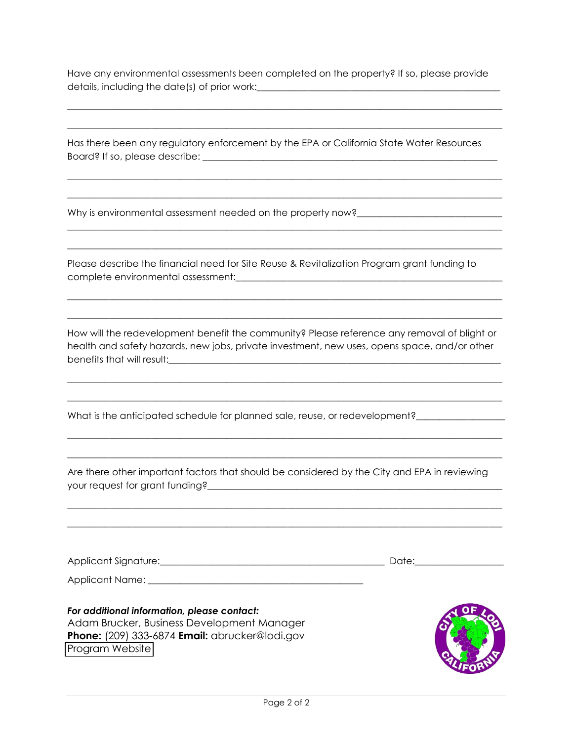Have any environmental assessments been completed on the property? If so, please provide details, including the date(s) of prior work:\_\_\_\_\_\_\_\_\_\_\_\_\_\_\_\_\_\_\_\_\_\_\_\_\_\_\_\_\_\_\_\_\_\_\_\_\_\_\_\_

\_\_\_\_\_\_\_\_\_\_\_\_\_\_\_\_\_\_\_\_\_\_\_\_\_\_\_\_\_\_\_\_\_\_\_\_\_\_\_\_\_\_\_\_\_\_\_\_\_\_\_\_\_\_\_\_\_\_\_\_\_\_\_\_\_\_\_\_\_\_\_\_\_\_\_\_\_\_

\_\_\_\_\_\_\_\_\_\_\_\_\_\_\_\_\_\_\_\_\_\_\_\_\_\_\_\_\_\_\_\_\_\_\_\_\_\_\_\_\_\_\_\_\_\_\_\_\_\_\_\_\_\_\_\_\_\_\_\_\_\_\_\_\_\_\_\_\_\_\_\_\_\_\_\_\_\_

Has there been any regulatory enforcement by the EPA or California State Water Resources Board? If so, please describe: \_\_\_\_\_\_\_\_\_\_\_\_\_\_\_\_\_\_\_\_\_\_\_\_\_\_\_\_\_\_\_\_\_\_\_\_\_\_\_\_\_\_\_\_\_\_\_\_\_\_

\_\_\_\_\_\_\_\_\_\_\_\_\_\_\_\_\_\_\_\_\_\_\_\_\_\_\_\_\_\_\_\_\_\_\_\_\_\_\_\_\_\_\_\_\_\_\_\_\_\_\_\_\_\_\_\_\_\_\_\_\_\_\_\_\_\_\_\_\_\_\_\_\_\_\_\_\_\_

\_\_\_\_\_\_\_\_\_\_\_\_\_\_\_\_\_\_\_\_\_\_\_\_\_\_\_\_\_\_\_\_\_\_\_\_\_\_\_\_\_\_\_\_\_\_\_\_\_\_\_\_\_\_\_\_\_\_\_\_\_\_\_\_\_\_\_\_\_\_\_\_\_\_\_\_\_\_

Why is environmental assessment needed on the property now?\_\_\_\_\_\_\_\_\_\_\_\_\_\_\_\_\_\_\_\_\_\_\_\_\_\_\_\_\_\_

\_\_\_\_\_\_\_\_\_\_\_\_\_\_\_\_\_\_\_\_\_\_\_\_\_\_\_\_\_\_\_\_\_\_\_\_\_\_\_\_\_\_\_\_\_\_\_\_\_\_\_\_\_\_\_\_\_\_\_\_\_\_\_\_\_\_\_\_\_\_\_\_\_\_\_\_\_\_

\_\_\_\_\_\_\_\_\_\_\_\_\_\_\_\_\_\_\_\_\_\_\_\_\_\_\_\_\_\_\_\_\_\_\_\_\_\_\_\_\_\_\_\_\_\_\_\_\_\_\_\_\_\_\_\_\_\_\_\_\_\_\_\_\_\_\_\_\_\_\_\_\_\_\_\_\_\_

Please describe the financial need for Site Reuse & Revitalization Program grant funding to complete environmental assessment:\_\_\_\_\_\_\_\_\_\_\_\_\_\_\_\_\_\_\_\_\_\_\_\_\_\_\_\_\_\_\_\_\_\_\_\_\_\_\_\_\_\_\_\_\_\_\_\_

\_\_\_\_\_\_\_\_\_\_\_\_\_\_\_\_\_\_\_\_\_\_\_\_\_\_\_\_\_\_\_\_\_\_\_\_\_\_\_\_\_\_\_\_\_\_\_\_\_\_\_\_\_\_\_\_\_\_\_\_\_\_\_\_\_\_\_\_\_\_\_\_\_\_\_\_\_\_

\_\_\_\_\_\_\_\_\_\_\_\_\_\_\_\_\_\_\_\_\_\_\_\_\_\_\_\_\_\_\_\_\_\_\_\_\_\_\_\_\_\_\_\_\_\_\_\_\_\_\_\_\_\_\_\_\_\_\_\_\_\_\_\_\_\_\_\_\_\_\_\_\_\_\_\_\_\_

How will the redevelopment benefit the community? Please reference any removal of blight or health and safety hazards, new jobs, private investment, new uses, opens space, and/or other benefits that will result:\_\_\_\_\_\_\_\_\_\_\_\_\_\_\_\_\_\_\_\_\_\_\_\_\_\_\_\_\_\_\_\_\_\_\_\_\_\_\_\_\_\_\_\_\_\_\_\_\_\_\_\_\_\_\_\_\_\_

\_\_\_\_\_\_\_\_\_\_\_\_\_\_\_\_\_\_\_\_\_\_\_\_\_\_\_\_\_\_\_\_\_\_\_\_\_\_\_\_\_\_\_\_\_\_\_\_\_\_\_\_\_\_\_\_\_\_\_\_\_\_\_\_\_\_\_\_\_\_\_\_\_\_\_\_\_\_

\_\_\_\_\_\_\_\_\_\_\_\_\_\_\_\_\_\_\_\_\_\_\_\_\_\_\_\_\_\_\_\_\_\_\_\_\_\_\_\_\_\_\_\_\_\_\_\_\_\_\_\_\_\_\_\_\_\_\_\_\_\_\_\_\_\_\_\_\_\_\_\_\_\_\_\_\_\_

What is the anticipated schedule for planned sale, reuse, or redevelopment?\_\_\_\_\_\_\_\_\_\_\_\_\_\_\_\_\_\_

\_\_\_\_\_\_\_\_\_\_\_\_\_\_\_\_\_\_\_\_\_\_\_\_\_\_\_\_\_\_\_\_\_\_\_\_\_\_\_\_\_\_\_\_\_\_\_\_\_\_\_\_\_\_\_\_\_\_\_\_\_\_\_\_\_\_\_\_\_\_\_\_\_\_\_\_\_\_

\_\_\_\_\_\_\_\_\_\_\_\_\_\_\_\_\_\_\_\_\_\_\_\_\_\_\_\_\_\_\_\_\_\_\_\_\_\_\_\_\_\_\_\_\_\_\_\_\_\_\_\_\_\_\_\_\_\_\_\_\_\_\_\_\_\_\_\_\_\_\_\_\_\_\_\_\_\_

Are there other important factors that should be considered by the City and EPA in reviewing your request for grant funding?\_\_\_\_\_\_\_\_\_\_\_\_\_\_\_\_\_\_\_\_\_\_\_\_\_\_\_\_\_\_\_\_\_\_\_\_\_\_\_\_\_\_\_\_\_\_\_\_\_\_\_\_

\_\_\_\_\_\_\_\_\_\_\_\_\_\_\_\_\_\_\_\_\_\_\_\_\_\_\_\_\_\_\_\_\_\_\_\_\_\_\_\_\_\_\_\_\_\_\_\_\_\_\_\_\_\_\_\_\_\_\_\_\_\_\_\_\_\_\_\_\_\_\_\_\_\_\_\_\_\_

\_\_\_\_\_\_\_\_\_\_\_\_\_\_\_\_\_\_\_\_\_\_\_\_\_\_\_\_\_\_\_\_\_\_\_\_\_\_\_\_\_\_\_\_\_\_\_\_\_\_\_\_\_\_\_\_\_\_\_\_\_\_\_\_\_\_\_\_\_\_\_\_\_\_\_\_\_\_

Applicant Signature:\_\_\_\_\_\_\_\_\_\_\_\_\_\_\_\_\_\_\_\_\_\_\_\_\_\_\_\_\_\_\_\_\_\_\_\_\_\_\_\_\_\_\_\_ Date:\_\_\_\_\_\_\_\_\_\_\_\_\_\_\_\_\_\_

Applicant Name: \_\_\_\_\_\_\_\_\_\_\_\_\_\_\_\_\_\_\_\_\_\_\_\_\_\_\_\_\_\_\_\_\_\_\_\_\_\_\_\_\_\_\_\_

***For additional information, please contact:***
Adam Brucker, Business Development Manager
**Phone:** (209) 333-6874 **Email:** abrucker@lodi.gov
Program Website

CITY OF LODI CALIFORNIA